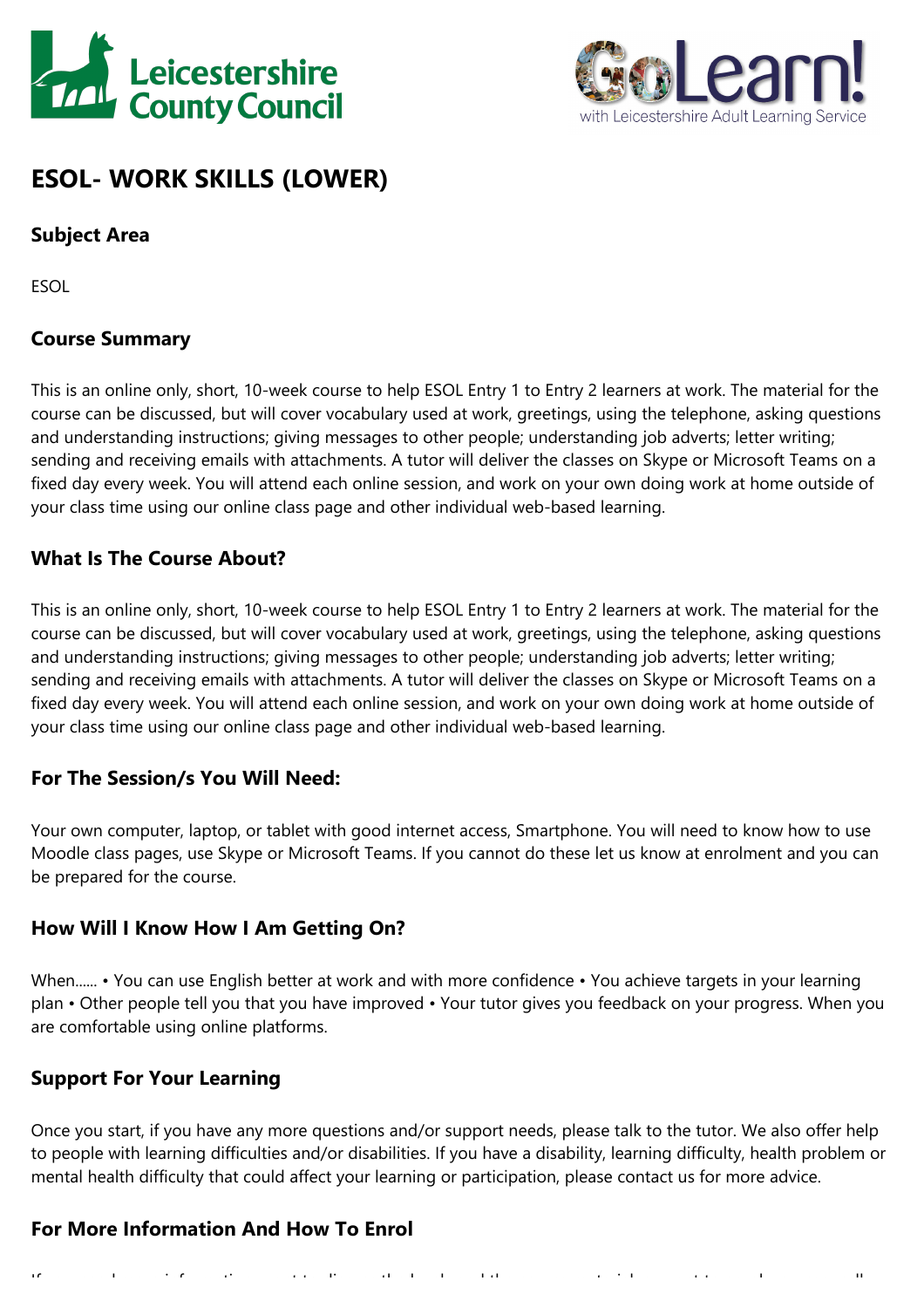# ESOL- WORK SKILLS (LOWER)

## Subject Area

ESOL

## Course Summary

This is an online only, short, 10-week course to help ESOL Entry 1 to Entry 2 learners at work. The material for the course can be discussed, but will cover vocabulary used at work, greetings, using the telephone, asking questions and understanding instructions; giving messages to other people; understanding job adverts; letter writing; sending and receiving emails with attachments. A tutor will deliver the classes on Skype or Microsoft Teams on a fixed day every week. You will attend each online session, and work on your own doing work at home outside of your class time using our online class page and other individual web-based learning.

## What Is The Course About?

This is an online only, short, 10-week course to help ESOL Entry 1 to Entry 2 learners at work. The material for the course can be discussed, but will cover vocabulary used at work, greetings, using the telephone, asking questions and understanding instructions; giving messages to other people; understanding job adverts; letter writing; sending and receiving emails with attachments. A tutor will deliver the classes on Skype or Microsoft Teams on a fixed day every week. You will attend each online session, and work on your own doing work at home outside of your class time using our online class page and other individual web-based learning.

## For The Session/s You Will Need:

Your own computer, laptop, or tablet with good internet access, Smartphone. You will need to know how to use Moodle class pages, use Skype or Microsoft Teams. If you cannot do these let us know at enrolment and you can be prepared for the course.

## How Will I Know How I Am Getting On?

When...... • You can use English better at work and with more confidence • You achieve targets in your learning plan • Other people tell you that you have improved • Your tutor gives you feedback on your progress. When you are comfortable using online platforms.

## Support For Your Learning

Once you start, if you have any more questions and/or support needs, please talk to the tutor. We also offer help to people with learning difficulties and/or disabilities. If you have a disability, learning difficulty, health problem or mental health difficulty that could affect your learning or participation, please contact us for more advice.

## For More Information And How To Enrol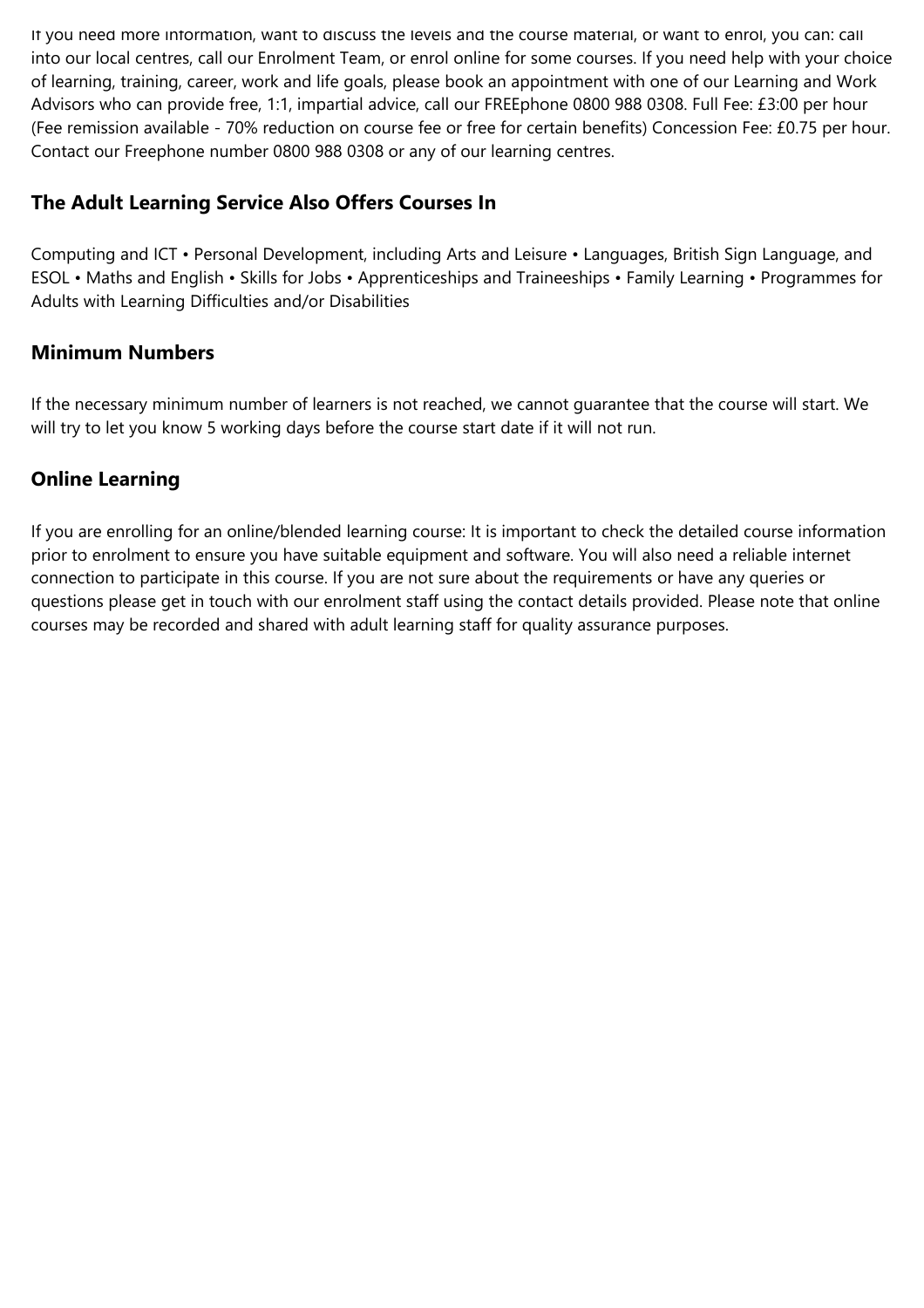If you need more information, want to discuss the levels and the course material, or want to enrol, you can: call into our local centres, call our Enrolment Team, or enrol online for some courses. If you need help with your choice of learning, training, career, work and life goals, please book an appointment with one of our Learning and Work Advisors who can provide free, 1:1, impartial advice, call our FREEphone 0800 988 0308. Full Fee: £3:00 per hour (Fee remission available - 70% reduction on course fee or free for certain benefits) Concession Fee: £0.75 per hour. Contact our Freephone number 0800 988 0308 or any of our learning centres.

## The Adult Learning Service Also Offers Courses In

Computing and ICT • Personal Development, including Arts and Leisure • Languages, British Sign Language, and ESOL • Maths and English • Skills for Jobs • Apprenticeships and Traineeships • Family Learning • Programmes for Adults with Learning Difficulties and/or Disabilities

## Minimum Numbers

If the necessary minimum number of learners is not reached, we cannot guarantee that the course will start. We will try to let you know 5 working days before the course start date if it will not run.

## Online Learning

If you are enrolling for an online/blended learning course: It is important to check the detailed course information prior to enrolment to ensure you have suitable equipment and software. You will also need a reliable internet connection to participate in this course. If you are not sure about the requirements or have any queries or questions please get in touch with our enrolment staff using the contact details provided. Please note that online courses may be recorded and shared with adult learning staff for quality assurance purposes.